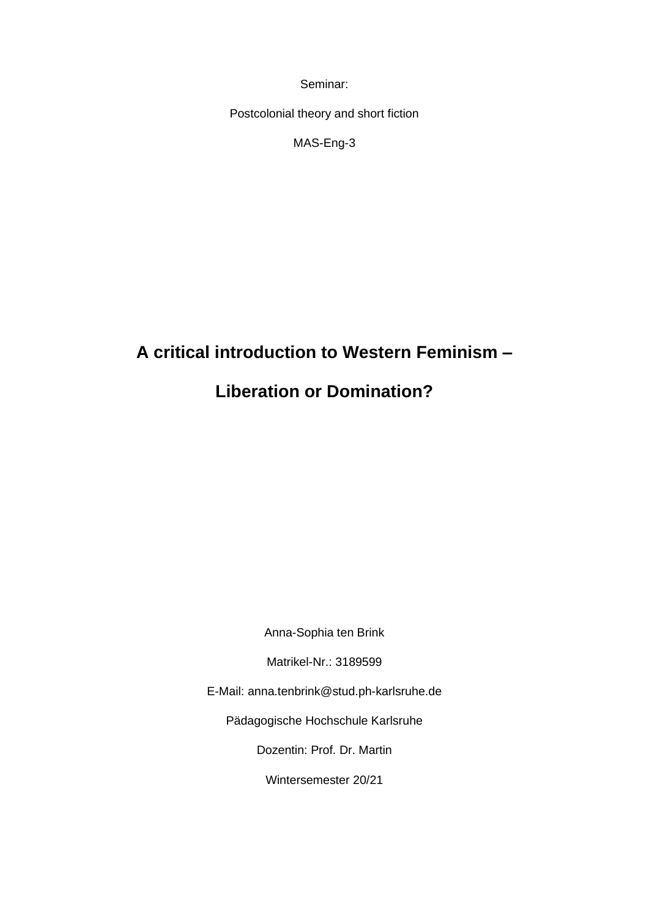Seminar:

Postcolonial theory and short fiction

MAS-Eng-3

# A critical introduction to Western Feminism – Liberation or Domination?

Anna-Sophia ten Brink

Matrikel-Nr.: 3189599

E-Mail: anna.tenbrink@stud.ph-karlsruhe.de

Pädagogische Hochschule Karlsruhe

Dozentin: Prof. Dr. Martin

Wintersemester 20/21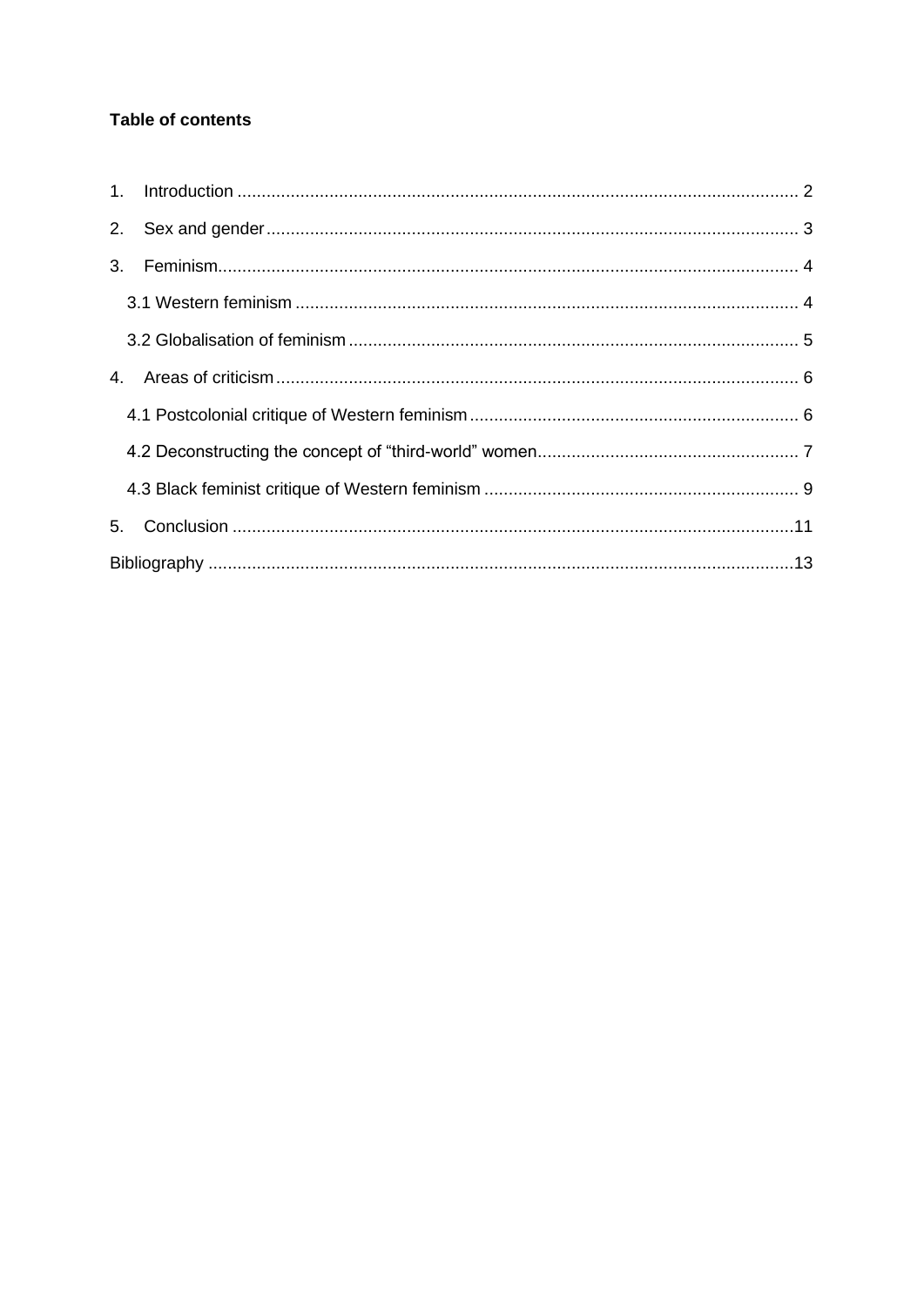**Table of contents**

1. Introduction ................................................................................................................... 2
2. Sex and gender ............................................................................................................. 3
3. Feminism ....................................................................................................................... 4
   3.1 Western feminism ....................................................................................................... 4
   3.2 Globalisation of feminism ............................................................................................ 5
4. Areas of criticism ........................................................................................................... 6
   4.1 Postcolonial critique of Western feminism .................................................................... 6
   4.2 Deconstructing the concept of "third-world" women ...................................................... 7
   4.3 Black feminist critique of Western feminism ................................................................. 9
5. Conclusion ................................................................................................................... 11

Bibliography ...................................................................................................................... 13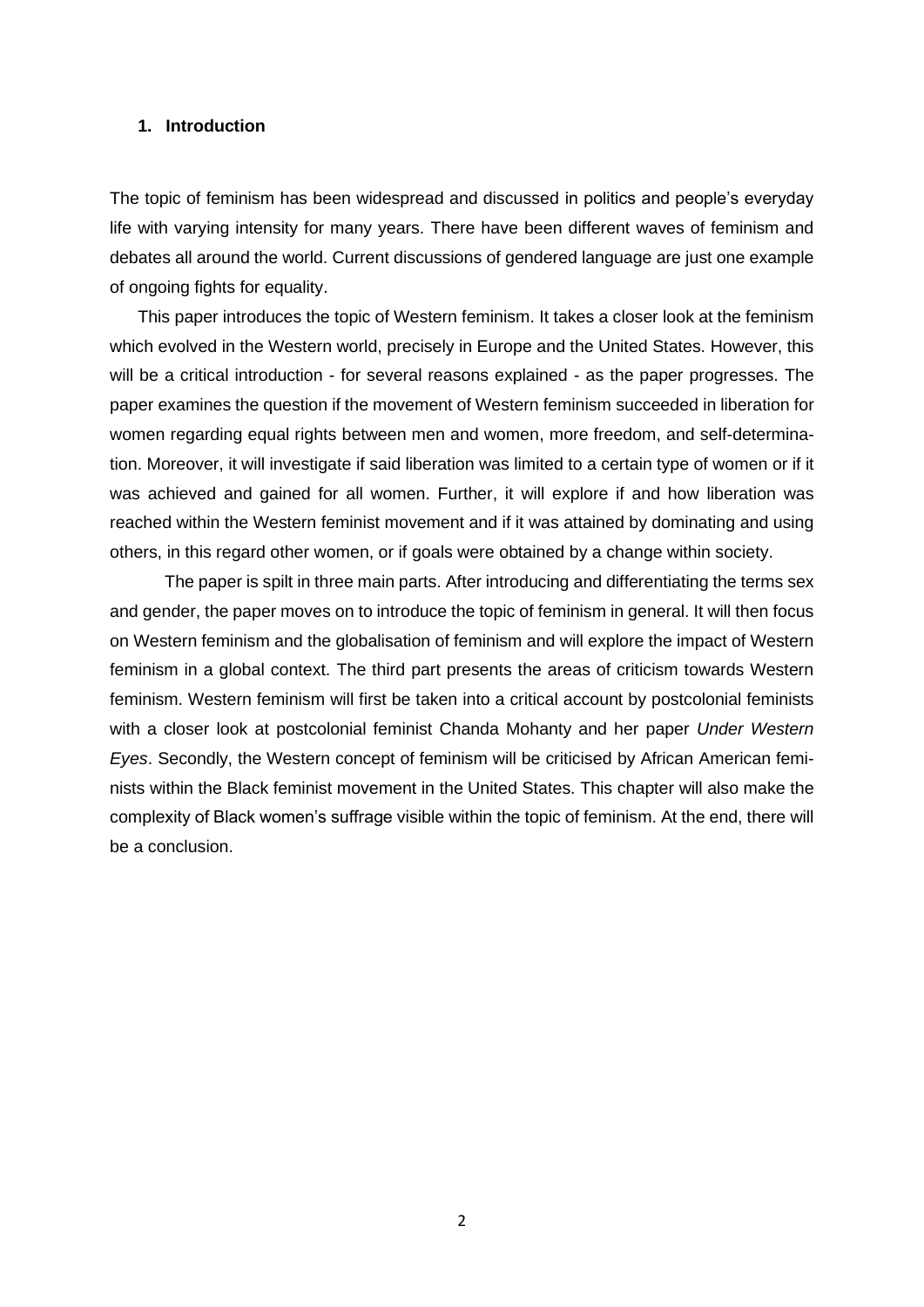## 1. Introduction

The topic of feminism has been widespread and discussed in politics and people's everyday life with varying intensity for many years. There have been different waves of feminism and debates all around the world. Current discussions of gendered language are just one example of ongoing fights for equality.

This paper introduces the topic of Western feminism. It takes a closer look at the feminism which evolved in the Western world, precisely in Europe and the United States. However, this will be a critical introduction - for several reasons explained - as the paper progresses. The paper examines the question if the movement of Western feminism succeeded in liberation for women regarding equal rights between men and women, more freedom, and self-determination. Moreover, it will investigate if said liberation was limited to a certain type of women or if it was achieved and gained for all women. Further, it will explore if and how liberation was reached within the Western feminist movement and if it was attained by dominating and using others, in this regard other women, or if goals were obtained by a change within society.

The paper is spilt in three main parts. After introducing and differentiating the terms sex and gender, the paper moves on to introduce the topic of feminism in general. It will then focus on Western feminism and the globalisation of feminism and will explore the impact of Western feminism in a global context. The third part presents the areas of criticism towards Western feminism. Western feminism will first be taken into a critical account by postcolonial feminists with a closer look at postcolonial feminist Chanda Mohanty and her paper *Under Western Eyes*. Secondly, the Western concept of feminism will be criticised by African American feminists within the Black feminist movement in the United States. This chapter will also make the complexity of Black women's suffrage visible within the topic of feminism. At the end, there will be a conclusion.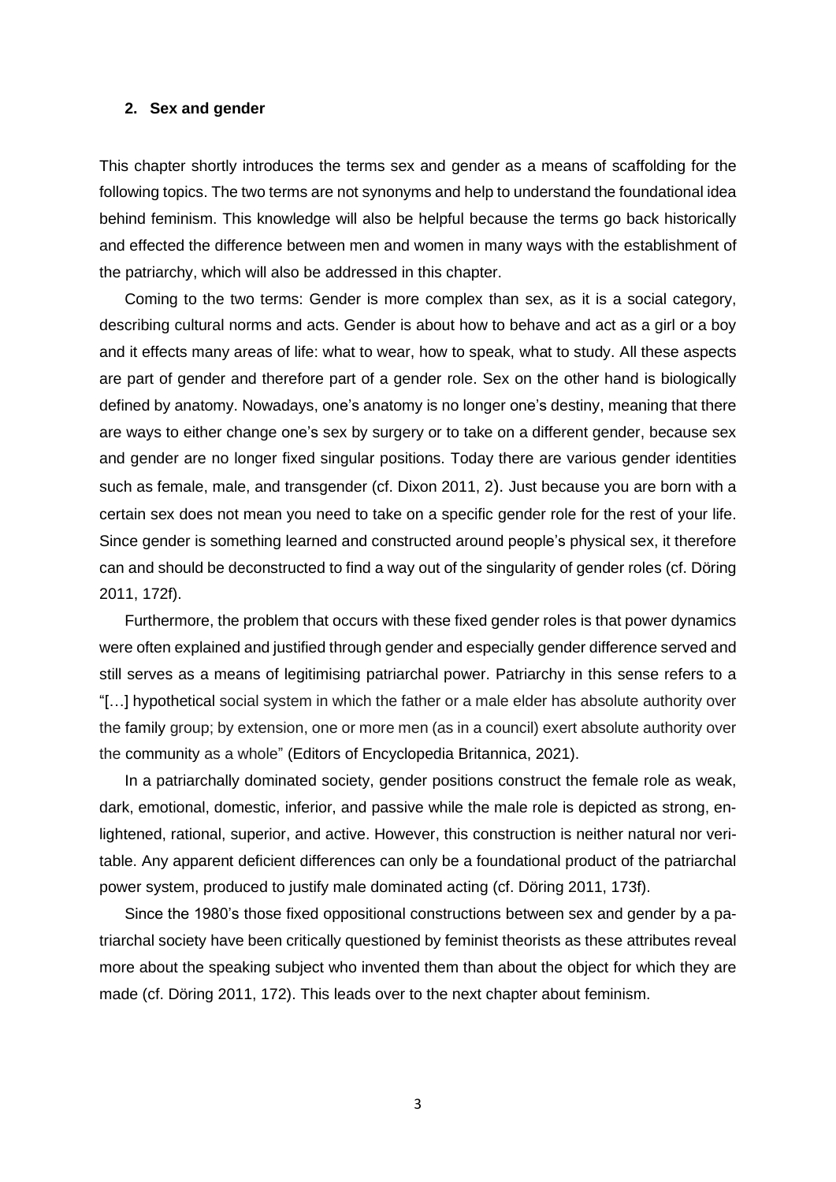## 2. Sex and gender

This chapter shortly introduces the terms sex and gender as a means of scaffolding for the following topics. The two terms are not synonyms and help to understand the foundational idea behind feminism. This knowledge will also be helpful because the terms go back historically and effected the difference between men and women in many ways with the establishment of the patriarchy, which will also be addressed in this chapter.

Coming to the two terms: Gender is more complex than sex, as it is a social category, describing cultural norms and acts. Gender is about how to behave and act as a girl or a boy and it effects many areas of life: what to wear, how to speak, what to study. All these aspects are part of gender and therefore part of a gender role. Sex on the other hand is biologically defined by anatomy. Nowadays, one's anatomy is no longer one's destiny, meaning that there are ways to either change one's sex by surgery or to take on a different gender, because sex and gender are no longer fixed singular positions. Today there are various gender identities such as female, male, and transgender (cf. Dixon 2011, 2). Just because you are born with a certain sex does not mean you need to take on a specific gender role for the rest of your life. Since gender is something learned and constructed around people's physical sex, it therefore can and should be deconstructed to find a way out of the singularity of gender roles (cf. Döring 2011, 172f).

Furthermore, the problem that occurs with these fixed gender roles is that power dynamics were often explained and justified through gender and especially gender difference served and still serves as a means of legitimising patriarchal power. Patriarchy in this sense refers to a "[…] hypothetical social system in which the father or a male elder has absolute authority over the family group; by extension, one or more men (as in a council) exert absolute authority over the community as a whole" (Editors of Encyclopedia Britannica, 2021).

In a patriarchally dominated society, gender positions construct the female role as weak, dark, emotional, domestic, inferior, and passive while the male role is depicted as strong, enlightened, rational, superior, and active. However, this construction is neither natural nor veritable. Any apparent deficient differences can only be a foundational product of the patriarchal power system, produced to justify male dominated acting (cf. Döring 2011, 173f).

Since the 1980's those fixed oppositional constructions between sex and gender by a patriarchal society have been critically questioned by feminist theorists as these attributes reveal more about the speaking subject who invented them than about the object for which they are made (cf. Döring 2011, 172). This leads over to the next chapter about feminism.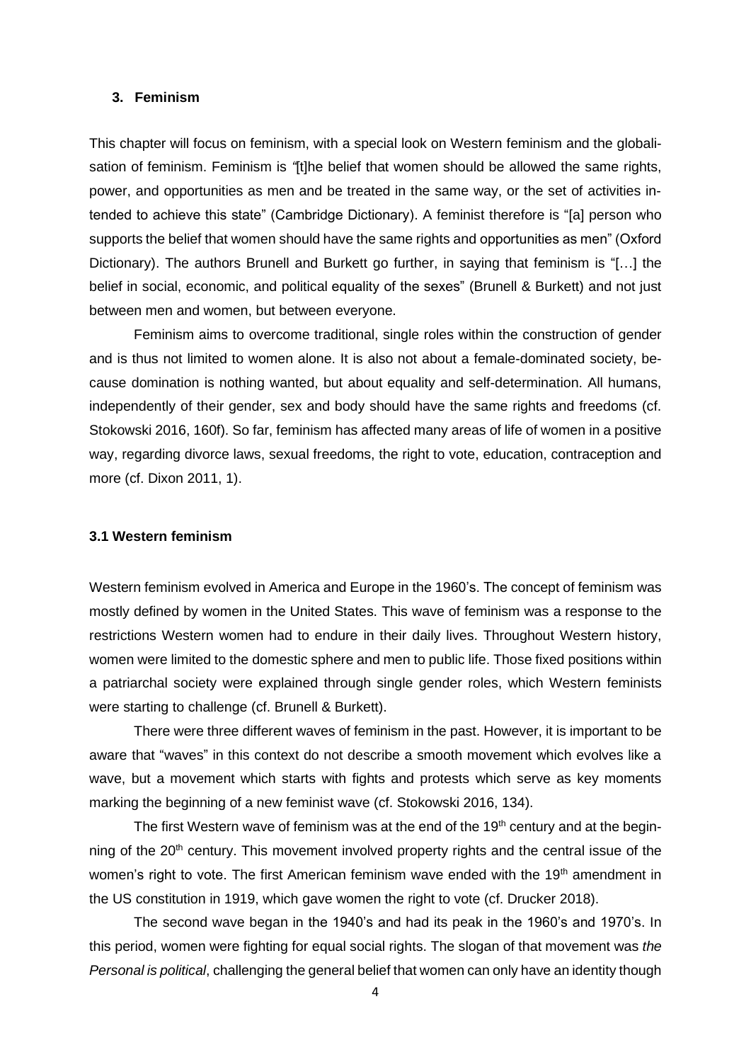## 3. Feminism

This chapter will focus on feminism, with a special look on Western feminism and the globalisation of feminism. Feminism is *"*[t]he belief that women should be allowed the same rights, power, and opportunities as men and be treated in the same way, or the set of activities intended to achieve this state" (Cambridge Dictionary). A feminist therefore is "[a] person who supports the belief that women should have the same rights and opportunities as men" (Oxford Dictionary). The authors Brunell and Burkett go further, in saying that feminism is "[…] the belief in social, economic, and political equality of the sexes" (Brunell & Burkett) and not just between men and women, but between everyone.

Feminism aims to overcome traditional, single roles within the construction of gender and is thus not limited to women alone. It is also not about a female-dominated society, because domination is nothing wanted, but about equality and self-determination. All humans, independently of their gender, sex and body should have the same rights and freedoms (cf. Stokowski 2016, 160f). So far, feminism has affected many areas of life of women in a positive way, regarding divorce laws, sexual freedoms, the right to vote, education, contraception and more (cf. Dixon 2011, 1).

### 3.1 Western feminism

Western feminism evolved in America and Europe in the 1960's. The concept of feminism was mostly defined by women in the United States. This wave of feminism was a response to the restrictions Western women had to endure in their daily lives. Throughout Western history, women were limited to the domestic sphere and men to public life. Those fixed positions within a patriarchal society were explained through single gender roles, which Western feminists were starting to challenge (cf. Brunell & Burkett).

There were three different waves of feminism in the past. However, it is important to be aware that "waves" in this context do not describe a smooth movement which evolves like a wave, but a movement which starts with fights and protests which serve as key moments marking the beginning of a new feminist wave (cf. Stokowski 2016, 134).

The first Western wave of feminism was at the end of the 19th century and at the beginning of the 20th century. This movement involved property rights and the central issue of the women's right to vote. The first American feminism wave ended with the 19th amendment in the US constitution in 1919, which gave women the right to vote (cf. Drucker 2018).

The second wave began in the 1940's and had its peak in the 1960's and 1970's. In this period, women were fighting for equal social rights. The slogan of that movement was *the Personal is political*, challenging the general belief that women can only have an identity though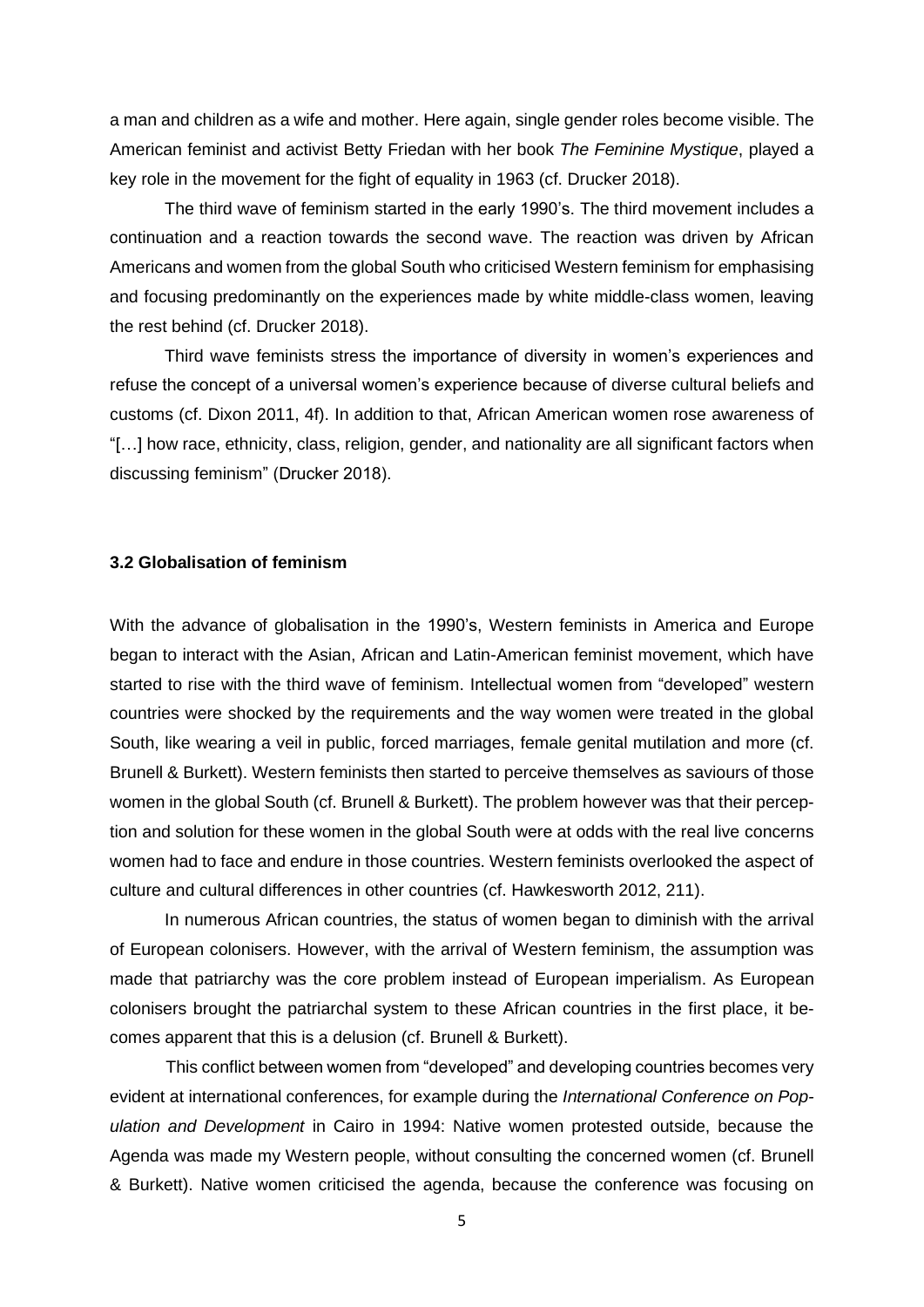a man and children as a wife and mother. Here again, single gender roles become visible. The American feminist and activist Betty Friedan with her book *The Feminine Mystique*, played a key role in the movement for the fight of equality in 1963 (cf. Drucker 2018).

The third wave of feminism started in the early 1990's. The third movement includes a continuation and a reaction towards the second wave. The reaction was driven by African Americans and women from the global South who criticised Western feminism for emphasising and focusing predominantly on the experiences made by white middle-class women, leaving the rest behind (cf. Drucker 2018).

Third wave feminists stress the importance of diversity in women's experiences and refuse the concept of a universal women's experience because of diverse cultural beliefs and customs (cf. Dixon 2011, 4f). In addition to that, African American women rose awareness of "[…] how race, ethnicity, class, religion, gender, and nationality are all significant factors when discussing feminism" (Drucker 2018).

### 3.2 Globalisation of feminism

With the advance of globalisation in the 1990's, Western feminists in America and Europe began to interact with the Asian, African and Latin-American feminist movement, which have started to rise with the third wave of feminism. Intellectual women from "developed" western countries were shocked by the requirements and the way women were treated in the global South, like wearing a veil in public, forced marriages, female genital mutilation and more (cf. Brunell & Burkett). Western feminists then started to perceive themselves as saviours of those women in the global South (cf. Brunell & Burkett). The problem however was that their perception and solution for these women in the global South were at odds with the real live concerns women had to face and endure in those countries. Western feminists overlooked the aspect of culture and cultural differences in other countries (cf. Hawkesworth 2012, 211).

In numerous African countries, the status of women began to diminish with the arrival of European colonisers. However, with the arrival of Western feminism, the assumption was made that patriarchy was the core problem instead of European imperialism. As European colonisers brought the patriarchal system to these African countries in the first place, it becomes apparent that this is a delusion (cf. Brunell & Burkett).

This conflict between women from "developed" and developing countries becomes very evident at international conferences, for example during the *International Conference on Population and Development* in Cairo in 1994: Native women protested outside, because the Agenda was made my Western people, without consulting the concerned women (cf. Brunell & Burkett). Native women criticised the agenda, because the conference was focusing on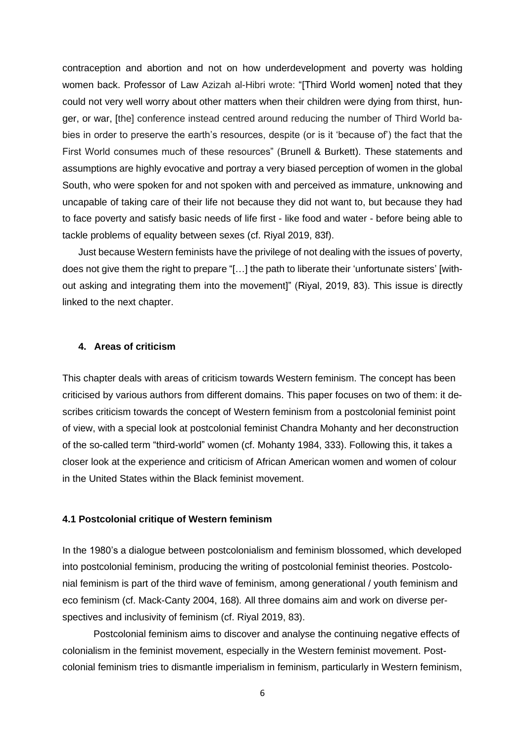contraception and abortion and not on how underdevelopment and poverty was holding women back. Professor of Law Azizah al-Hibri wrote: "[Third World women] noted that they could not very well worry about other matters when their children were dying from thirst, hunger, or war, [the] conference instead centred around reducing the number of Third World babies in order to preserve the earth's resources, despite (or is it 'because of') the fact that the First World consumes much of these resources" (Brunell & Burkett). These statements and assumptions are highly evocative and portray a very biased perception of women in the global South, who were spoken for and not spoken with and perceived as immature, unknowing and uncapable of taking care of their life not because they did not want to, but because they had to face poverty and satisfy basic needs of life first - like food and water - before being able to tackle problems of equality between sexes (cf. Riyal 2019, 83f).

Just because Western feminists have the privilege of not dealing with the issues of poverty, does not give them the right to prepare "[…] the path to liberate their 'unfortunate sisters' [without asking and integrating them into the movement]" (Riyal, 2019, 83). This issue is directly linked to the next chapter.

## 4. Areas of criticism

This chapter deals with areas of criticism towards Western feminism. The concept has been criticised by various authors from different domains. This paper focuses on two of them: it describes criticism towards the concept of Western feminism from a postcolonial feminist point of view, with a special look at postcolonial feminist Chandra Mohanty and her deconstruction of the so-called term "third-world" women (cf. Mohanty 1984, 333). Following this, it takes a closer look at the experience and criticism of African American women and women of colour in the United States within the Black feminist movement.

### 4.1 Postcolonial critique of Western feminism

In the 1980's a dialogue between postcolonialism and feminism blossomed, which developed into postcolonial feminism, producing the writing of postcolonial feminist theories. Postcolonial feminism is part of the third wave of feminism, among generational / youth feminism and eco feminism (cf. Mack-Canty 2004, 168). All three domains aim and work on diverse perspectives and inclusivity of feminism (cf. Riyal 2019, 83).

Postcolonial feminism aims to discover and analyse the continuing negative effects of colonialism in the feminist movement, especially in the Western feminist movement. Postcolonial feminism tries to dismantle imperialism in feminism, particularly in Western feminism,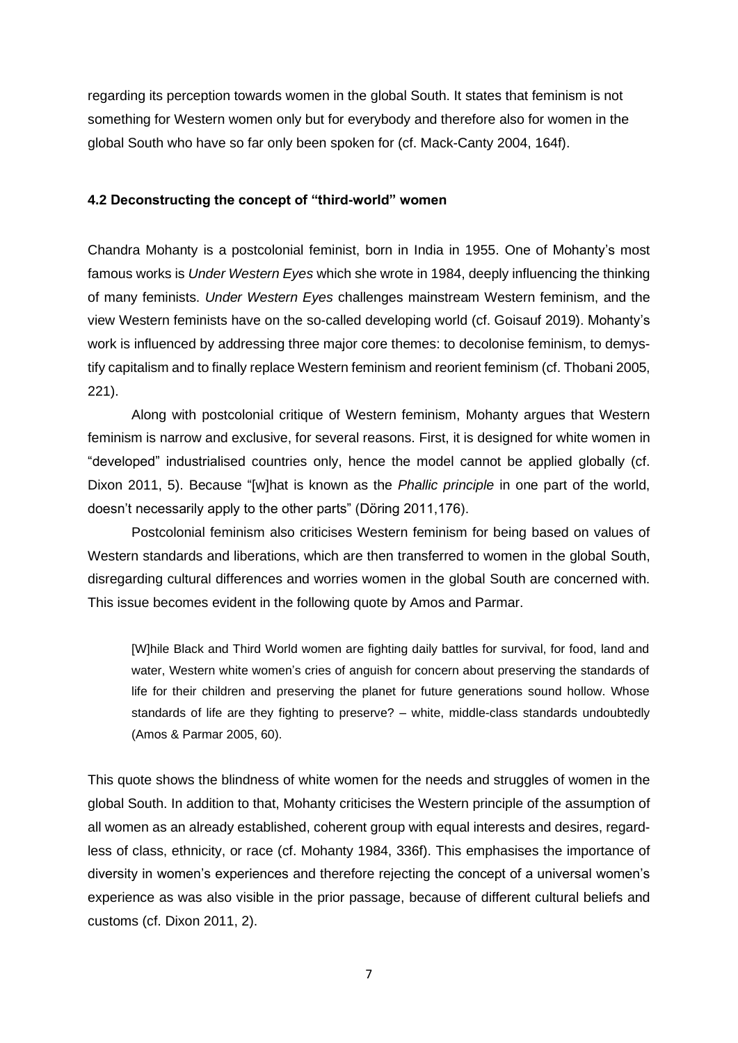regarding its perception towards women in the global South. It states that feminism is not something for Western women only but for everybody and therefore also for women in the global South who have so far only been spoken for (cf. Mack-Canty 2004, 164f).

#### 4.2 Deconstructing the concept of "third-world" women

Chandra Mohanty is a postcolonial feminist, born in India in 1955. One of Mohanty's most famous works is *Under Western Eyes* which she wrote in 1984, deeply influencing the thinking of many feminists. *Under Western Eyes* challenges mainstream Western feminism, and the view Western feminists have on the so-called developing world (cf. Goisauf 2019). Mohanty's work is influenced by addressing three major core themes: to decolonise feminism, to demystify capitalism and to finally replace Western feminism and reorient feminism (cf. Thobani 2005, 221).

Along with postcolonial critique of Western feminism, Mohanty argues that Western feminism is narrow and exclusive, for several reasons. First, it is designed for white women in "developed" industrialised countries only, hence the model cannot be applied globally (cf. Dixon 2011, 5). Because "[w]hat is known as the *Phallic principle* in one part of the world, doesn't necessarily apply to the other parts" (Döring 2011,176).

Postcolonial feminism also criticises Western feminism for being based on values of Western standards and liberations, which are then transferred to women in the global South, disregarding cultural differences and worries women in the global South are concerned with. This issue becomes evident in the following quote by Amos and Parmar.

> [W]hile Black and Third World women are fighting daily battles for survival, for food, land and water, Western white women's cries of anguish for concern about preserving the standards of life for their children and preserving the planet for future generations sound hollow. Whose standards of life are they fighting to preserve? – white, middle-class standards undoubtedly (Amos & Parmar 2005, 60).

This quote shows the blindness of white women for the needs and struggles of women in the global South. In addition to that, Mohanty criticises the Western principle of the assumption of all women as an already established, coherent group with equal interests and desires, regardless of class, ethnicity, or race (cf. Mohanty 1984, 336f). This emphasises the importance of diversity in women's experiences and therefore rejecting the concept of a universal women's experience as was also visible in the prior passage, because of different cultural beliefs and customs (cf. Dixon 2011, 2).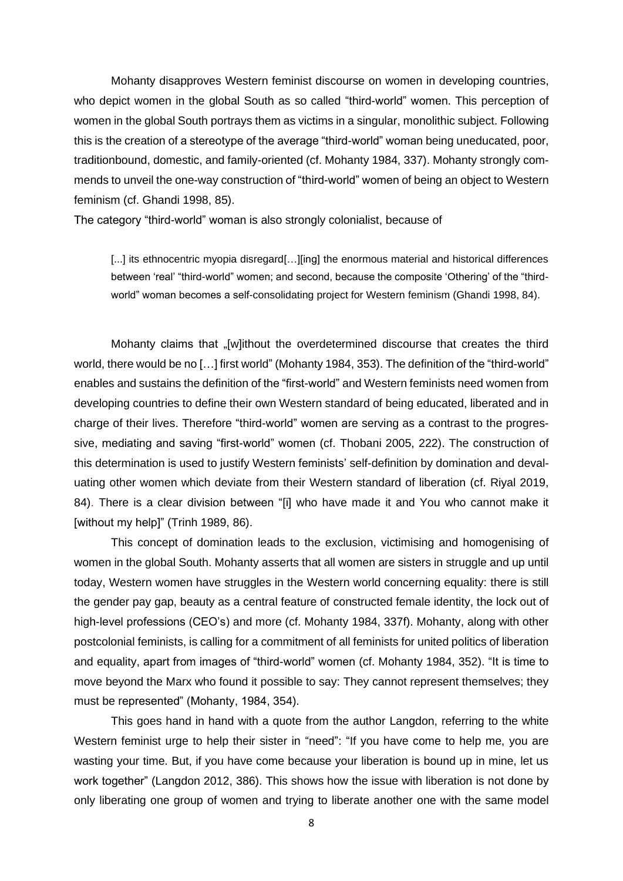Mohanty disapproves Western feminist discourse on women in developing countries, who depict women in the global South as so called "third-world" women. This perception of women in the global South portrays them as victims in a singular, monolithic subject. Following this is the creation of a stereotype of the average "third-world" woman being uneducated, poor, traditionbound, domestic, and family-oriented (cf. Mohanty 1984, 337). Mohanty strongly commends to unveil the one-way construction of "third-world" women of being an object to Western feminism (cf. Ghandi 1998, 85).

The category "third-world" woman is also strongly colonialist, because of

> [...] its ethnocentric myopia disregard[…][ing] the enormous material and historical differences between 'real' "third-world" women; and second, because the composite 'Othering' of the "third-world" woman becomes a self-consolidating project for Western feminism (Ghandi 1998, 84).

Mohanty claims that „[w]ithout the overdetermined discourse that creates the third world, there would be no […] first world" (Mohanty 1984, 353). The definition of the "third-world" enables and sustains the definition of the "first-world" and Western feminists need women from developing countries to define their own Western standard of being educated, liberated and in charge of their lives. Therefore "third-world" women are serving as a contrast to the progressive, mediating and saving "first-world" women (cf. Thobani 2005, 222). The construction of this determination is used to justify Western feminists' self-definition by domination and devaluating other women which deviate from their Western standard of liberation (cf. Riyal 2019, 84). There is a clear division between "[i] who have made it and You who cannot make it [without my help]" (Trinh 1989, 86).

This concept of domination leads to the exclusion, victimising and homogenising of women in the global South. Mohanty asserts that all women are sisters in struggle and up until today, Western women have struggles in the Western world concerning equality: there is still the gender pay gap, beauty as a central feature of constructed female identity, the lock out of high-level professions (CEO's) and more (cf. Mohanty 1984, 337f). Mohanty, along with other postcolonial feminists, is calling for a commitment of all feminists for united politics of liberation and equality, apart from images of "third-world" women (cf. Mohanty 1984, 352). "It is time to move beyond the Marx who found it possible to say: They cannot represent themselves; they must be represented" (Mohanty, 1984, 354).

This goes hand in hand with a quote from the author Langdon, referring to the white Western feminist urge to help their sister in "need": "If you have come to help me, you are wasting your time. But, if you have come because your liberation is bound up in mine, let us work together" (Langdon 2012, 386). This shows how the issue with liberation is not done by only liberating one group of women and trying to liberate another one with the same model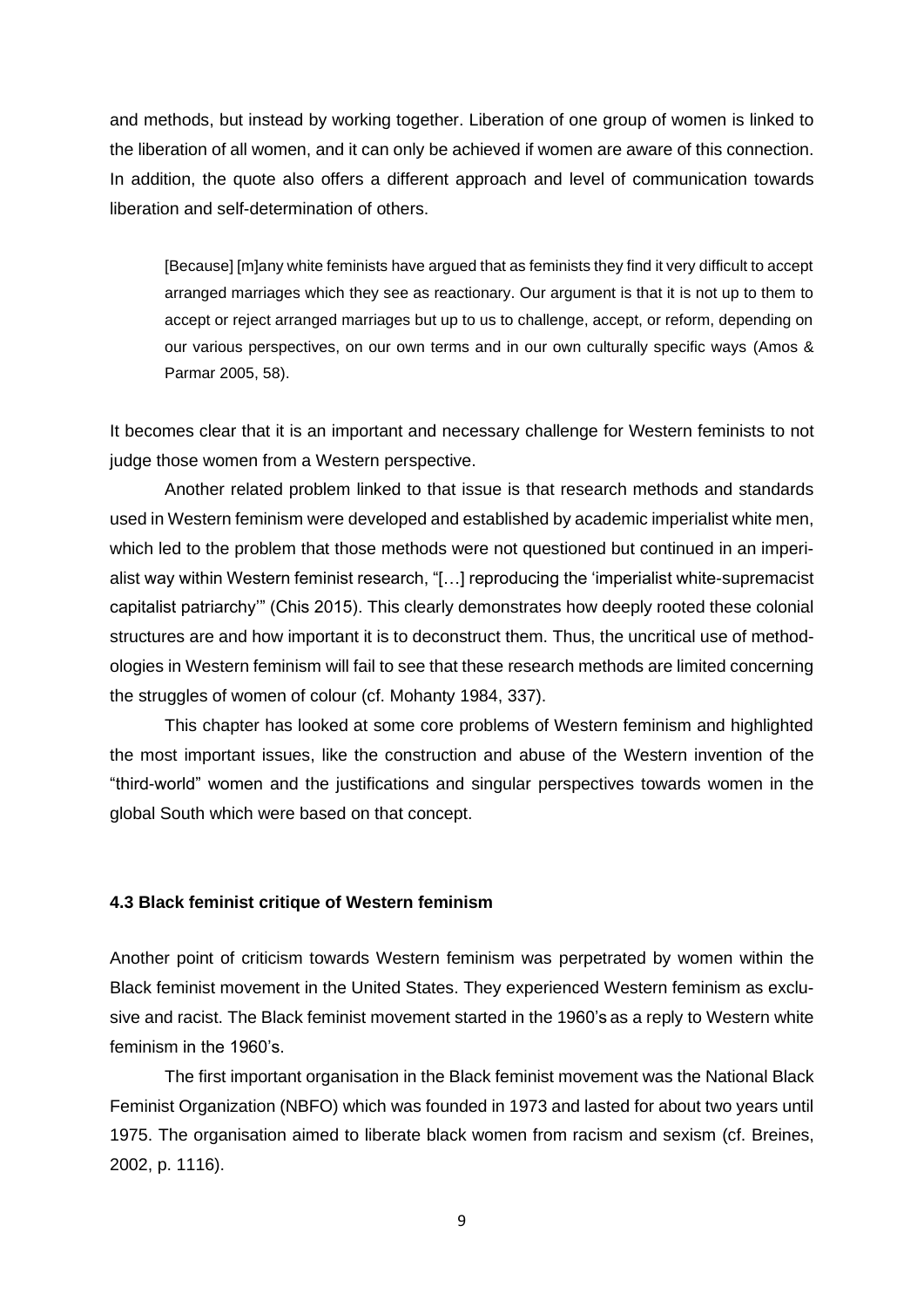and methods, but instead by working together. Liberation of one group of women is linked to the liberation of all women, and it can only be achieved if women are aware of this connection. In addition, the quote also offers a different approach and level of communication towards liberation and self-determination of others.

> [Because] [m]any white feminists have argued that as feminists they find it very difficult to accept arranged marriages which they see as reactionary. Our argument is that it is not up to them to accept or reject arranged marriages but up to us to challenge, accept, or reform, depending on our various perspectives, on our own terms and in our own culturally specific ways (Amos & Parmar 2005, 58).

It becomes clear that it is an important and necessary challenge for Western feminists to not judge those women from a Western perspective.

Another related problem linked to that issue is that research methods and standards used in Western feminism were developed and established by academic imperialist white men, which led to the problem that those methods were not questioned but continued in an imperialist way within Western feminist research, "[…] reproducing the 'imperialist white-supremacist capitalist patriarchy'" (Chis 2015). This clearly demonstrates how deeply rooted these colonial structures are and how important it is to deconstruct them. Thus, the uncritical use of methodologies in Western feminism will fail to see that these research methods are limited concerning the struggles of women of colour (cf. Mohanty 1984, 337).

This chapter has looked at some core problems of Western feminism and highlighted the most important issues, like the construction and abuse of the Western invention of the "third-world" women and the justifications and singular perspectives towards women in the global South which were based on that concept.

### 4.3 Black feminist critique of Western feminism

Another point of criticism towards Western feminism was perpetrated by women within the Black feminist movement in the United States. They experienced Western feminism as exclusive and racist. The Black feminist movement started in the 1960's as a reply to Western white feminism in the 1960's.

The first important organisation in the Black feminist movement was the National Black Feminist Organization (NBFO) which was founded in 1973 and lasted for about two years until 1975. The organisation aimed to liberate black women from racism and sexism (cf. Breines, 2002, p. 1116).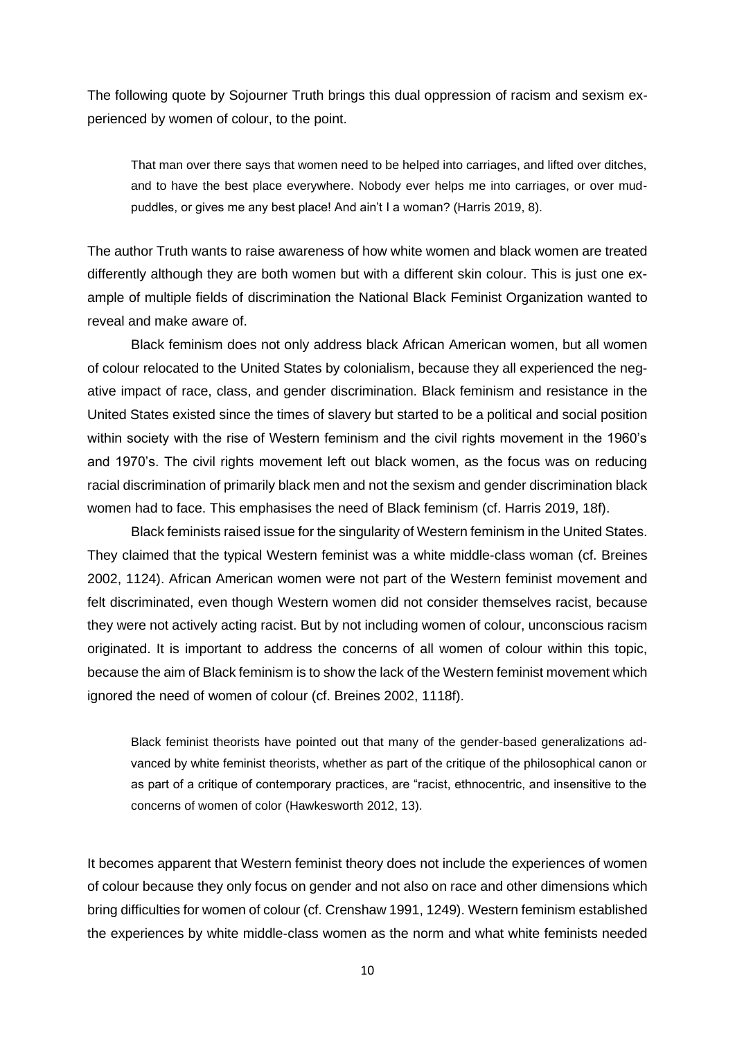The following quote by Sojourner Truth brings this dual oppression of racism and sexism experienced by women of colour, to the point.

> That man over there says that women need to be helped into carriages, and lifted over ditches, and to have the best place everywhere. Nobody ever helps me into carriages, or over mud-puddles, or gives me any best place! And ain't I a woman? (Harris 2019, 8).

The author Truth wants to raise awareness of how white women and black women are treated differently although they are both women but with a different skin colour. This is just one example of multiple fields of discrimination the National Black Feminist Organization wanted to reveal and make aware of.

Black feminism does not only address black African American women, but all women of colour relocated to the United States by colonialism, because they all experienced the negative impact of race, class, and gender discrimination. Black feminism and resistance in the United States existed since the times of slavery but started to be a political and social position within society with the rise of Western feminism and the civil rights movement in the 1960's and 1970's. The civil rights movement left out black women, as the focus was on reducing racial discrimination of primarily black men and not the sexism and gender discrimination black women had to face. This emphasises the need of Black feminism (cf. Harris 2019, 18f).

Black feminists raised issue for the singularity of Western feminism in the United States. They claimed that the typical Western feminist was a white middle-class woman (cf. Breines 2002, 1124). African American women were not part of the Western feminist movement and felt discriminated, even though Western women did not consider themselves racist, because they were not actively acting racist. But by not including women of colour, unconscious racism originated. It is important to address the concerns of all women of colour within this topic, because the aim of Black feminism is to show the lack of the Western feminist movement which ignored the need of women of colour (cf. Breines 2002, 1118f).

> Black feminist theorists have pointed out that many of the gender-based generalizations advanced by white feminist theorists, whether as part of the critique of the philosophical canon or as part of a critique of contemporary practices, are "racist, ethnocentric, and insensitive to the concerns of women of color (Hawkesworth 2012, 13).

It becomes apparent that Western feminist theory does not include the experiences of women of colour because they only focus on gender and not also on race and other dimensions which bring difficulties for women of colour (cf. Crenshaw 1991, 1249). Western feminism established the experiences by white middle-class women as the norm and what white feminists needed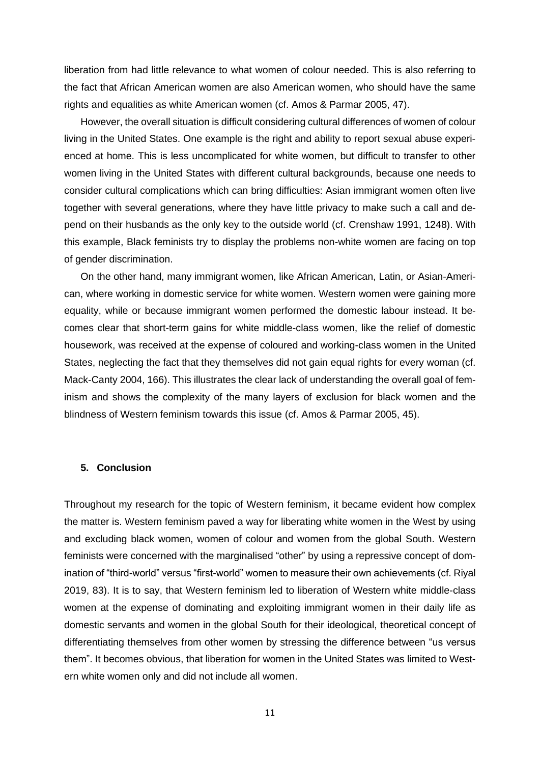liberation from had little relevance to what women of colour needed. This is also referring to the fact that African American women are also American women, who should have the same rights and equalities as white American women (cf. Amos & Parmar 2005, 47).

However, the overall situation is difficult considering cultural differences of women of colour living in the United States. One example is the right and ability to report sexual abuse experienced at home. This is less uncomplicated for white women, but difficult to transfer to other women living in the United States with different cultural backgrounds, because one needs to consider cultural complications which can bring difficulties: Asian immigrant women often live together with several generations, where they have little privacy to make such a call and depend on their husbands as the only key to the outside world (cf. Crenshaw 1991, 1248). With this example, Black feminists try to display the problems non-white women are facing on top of gender discrimination.

On the other hand, many immigrant women, like African American, Latin, or Asian-American, where working in domestic service for white women. Western women were gaining more equality, while or because immigrant women performed the domestic labour instead. It becomes clear that short-term gains for white middle-class women, like the relief of domestic housework, was received at the expense of coloured and working-class women in the United States, neglecting the fact that they themselves did not gain equal rights for every woman (cf. Mack-Canty 2004, 166). This illustrates the clear lack of understanding the overall goal of feminism and shows the complexity of the many layers of exclusion for black women and the blindness of Western feminism towards this issue (cf. Amos & Parmar 2005, 45).

## 5. Conclusion

Throughout my research for the topic of Western feminism, it became evident how complex the matter is. Western feminism paved a way for liberating white women in the West by using and excluding black women, women of colour and women from the global South. Western feminists were concerned with the marginalised "other" by using a repressive concept of domination of "third-world" versus "first-world" women to measure their own achievements (cf. Riyal 2019, 83). It is to say, that Western feminism led to liberation of Western white middle-class women at the expense of dominating and exploiting immigrant women in their daily life as domestic servants and women in the global South for their ideological, theoretical concept of differentiating themselves from other women by stressing the difference between "us versus them". It becomes obvious, that liberation for women in the United States was limited to Western white women only and did not include all women.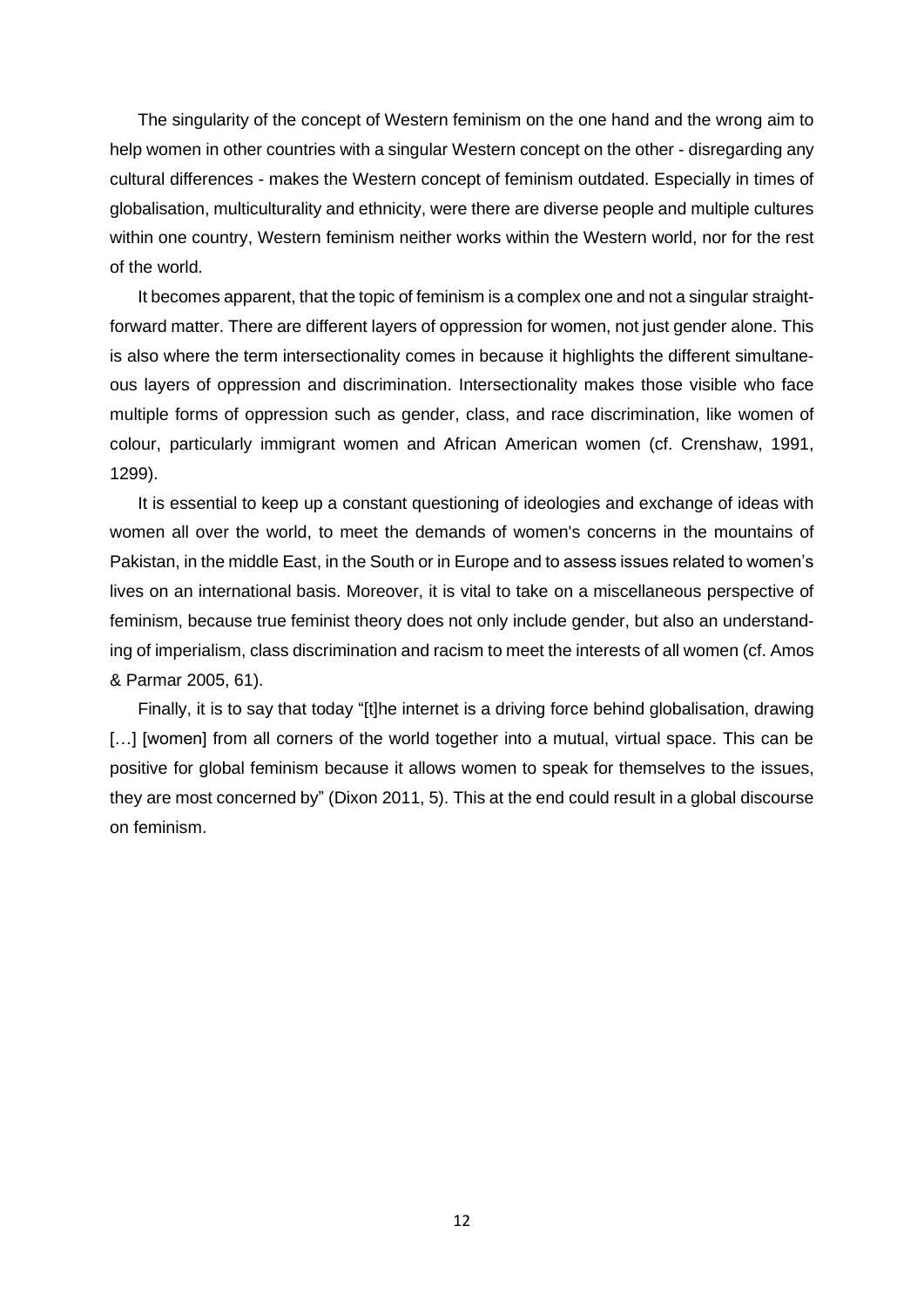The singularity of the concept of Western feminism on the one hand and the wrong aim to help women in other countries with a singular Western concept on the other - disregarding any cultural differences - makes the Western concept of feminism outdated. Especially in times of globalisation, multiculturality and ethnicity, were there are diverse people and multiple cultures within one country, Western feminism neither works within the Western world, nor for the rest of the world.

It becomes apparent, that the topic of feminism is a complex one and not a singular straightforward matter. There are different layers of oppression for women, not just gender alone. This is also where the term intersectionality comes in because it highlights the different simultaneous layers of oppression and discrimination. Intersectionality makes those visible who face multiple forms of oppression such as gender, class, and race discrimination, like women of colour, particularly immigrant women and African American women (cf. Crenshaw, 1991, 1299).

It is essential to keep up a constant questioning of ideologies and exchange of ideas with women all over the world, to meet the demands of women's concerns in the mountains of Pakistan, in the middle East, in the South or in Europe and to assess issues related to women's lives on an international basis. Moreover, it is vital to take on a miscellaneous perspective of feminism, because true feminist theory does not only include gender, but also an understanding of imperialism, class discrimination and racism to meet the interests of all women (cf. Amos & Parmar 2005, 61).

Finally, it is to say that today "[t]he internet is a driving force behind globalisation, drawing […] [women] from all corners of the world together into a mutual, virtual space. This can be positive for global feminism because it allows women to speak for themselves to the issues, they are most concerned by" (Dixon 2011, 5). This at the end could result in a global discourse on feminism.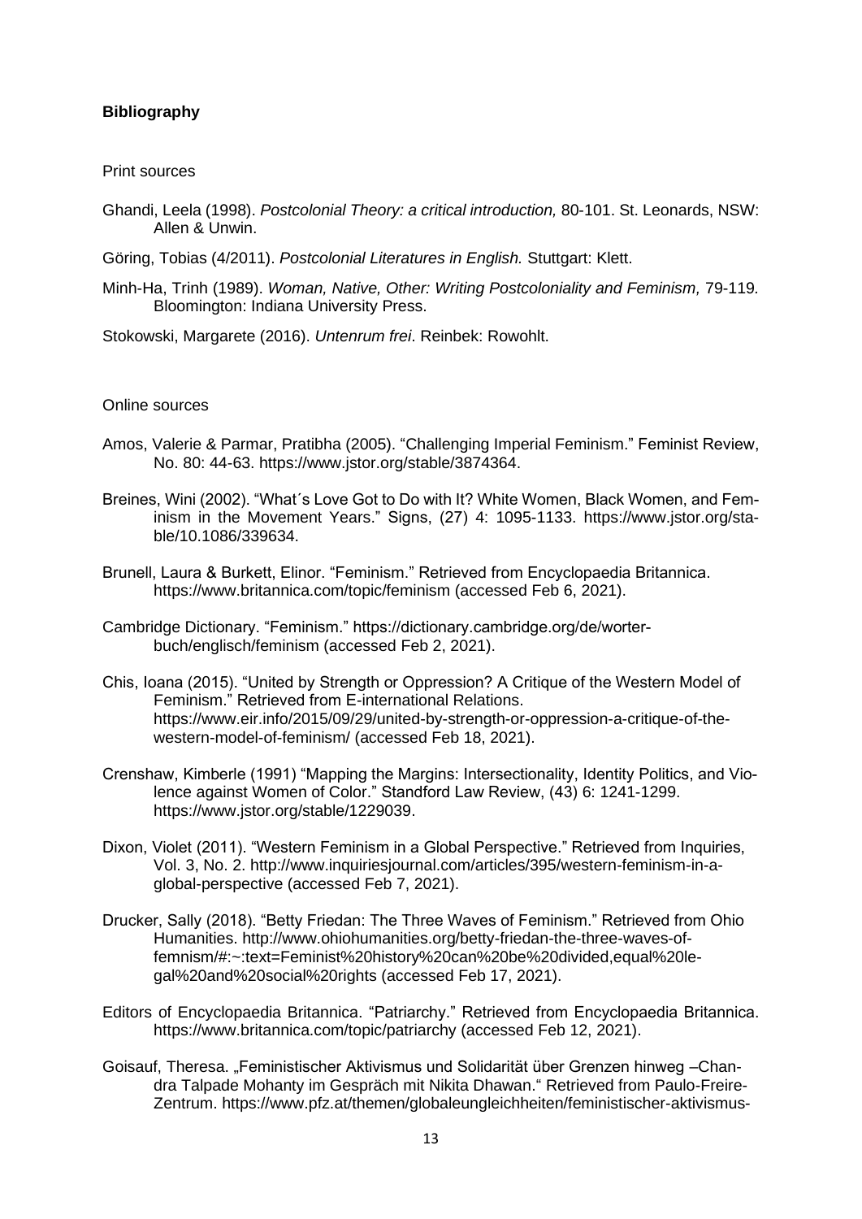**Bibliography**

Print sources

Ghandi, Leela (1998). *Postcolonial Theory: a critical introduction,* 80-101. St. Leonards, NSW: Allen & Unwin.

Göring, Tobias (4/2011). *Postcolonial Literatures in English.* Stuttgart: Klett.

Minh-Ha, Trinh (1989). *Woman, Native, Other: Writing Postcoloniality and Feminism,* 79-119. Bloomington: Indiana University Press.

Stokowski, Margarete (2016). *Untenrum frei*. Reinbek: Rowohlt.

Online sources

Amos, Valerie & Parmar, Pratibha (2005). "Challenging Imperial Feminism." Feminist Review, No. 80: 44-63. https://www.jstor.org/stable/3874364.

Breines, Wini (2002). "What´s Love Got to Do with It? White Women, Black Women, and Feminism in the Movement Years." Signs, (27) 4: 1095-1133. https://www.jstor.org/stable/10.1086/339634.

Brunell, Laura & Burkett, Elinor. "Feminism." Retrieved from Encyclopaedia Britannica. https://www.britannica.com/topic/feminism (accessed Feb 6, 2021).

Cambridge Dictionary. "Feminism." https://dictionary.cambridge.org/de/worterbuch/englisch/feminism (accessed Feb 2, 2021).

Chis, Ioana (2015). "United by Strength or Oppression? A Critique of the Western Model of Feminism." Retrieved from E-international Relations. https://www.eir.info/2015/09/29/united-by-strength-or-oppression-a-critique-of-the-western-model-of-feminism/ (accessed Feb 18, 2021).

Crenshaw, Kimberle (1991) "Mapping the Margins: Intersectionality, Identity Politics, and Violence against Women of Color." Standford Law Review, (43) 6: 1241-1299. https://www.jstor.org/stable/1229039.

Dixon, Violet (2011). "Western Feminism in a Global Perspective." Retrieved from Inquiries, Vol. 3, No. 2. http://www.inquiriesjournal.com/articles/395/western-feminism-in-a-global-perspective (accessed Feb 7, 2021).

Drucker, Sally (2018). "Betty Friedan: The Three Waves of Feminism." Retrieved from Ohio Humanities. http://www.ohiohumanities.org/betty-friedan-the-three-waves-of-femnism/#:~:text=Feminist%20history%20can%20be%20divided,equal%20legal%20and%20social%20rights (accessed Feb 17, 2021).

Editors of Encyclopaedia Britannica. "Patriarchy." Retrieved from Encyclopaedia Britannica. https://www.britannica.com/topic/patriarchy (accessed Feb 12, 2021).

Goisauf, Theresa. „Feministischer Aktivismus und Solidarität über Grenzen hinweg –Chandra Talpade Mohanty im Gespräch mit Nikita Dhawan." Retrieved from Paulo-Freire-Zentrum. https://www.pfz.at/themen/globaleungleichheiten/feministischer-aktivismus-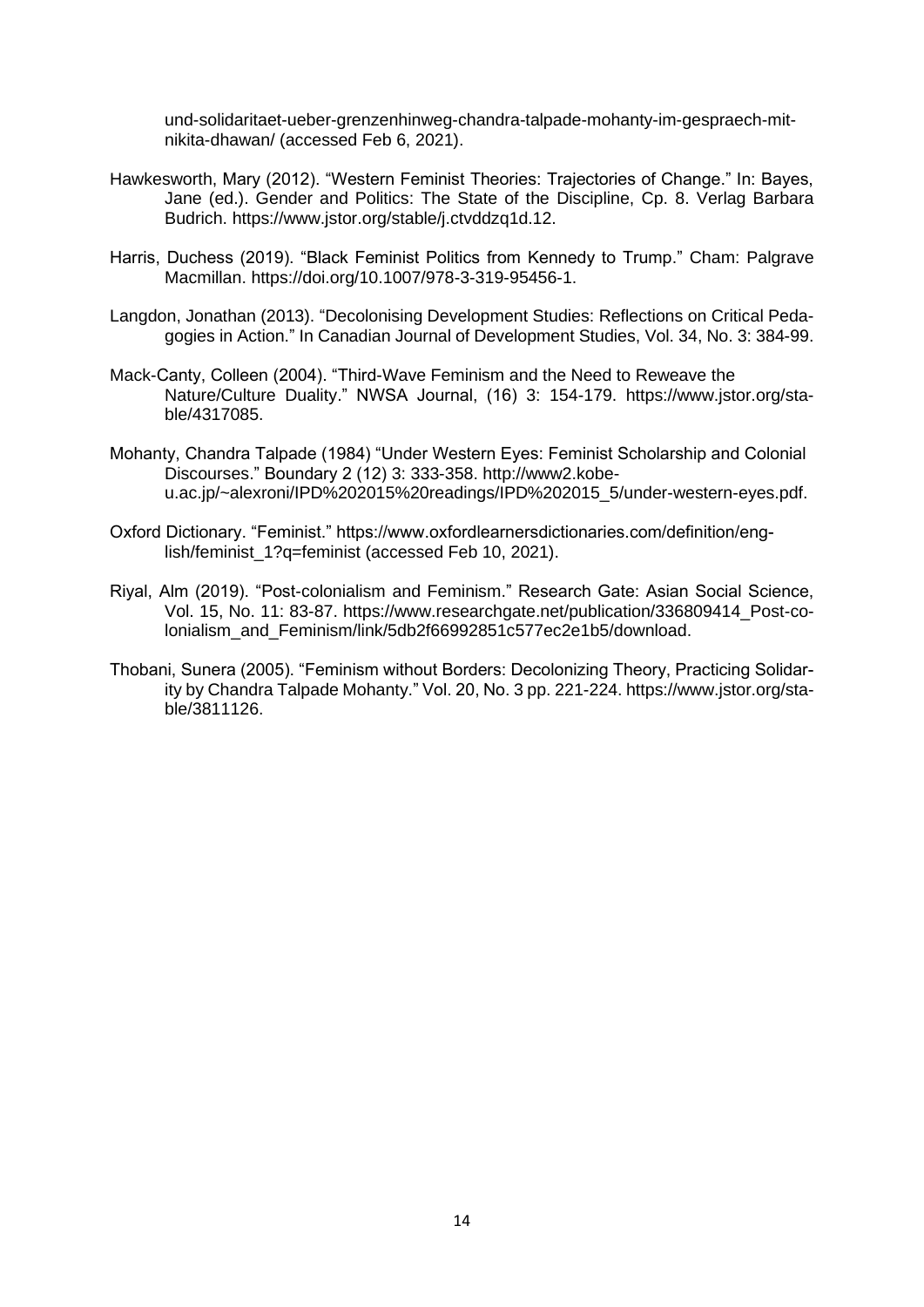und-solidaritaet-ueber-grenzenhinweg-chandra-talpade-mohanty-im-gespraech-mit-nikita-dhawan/ (accessed Feb 6, 2021).

Hawkesworth, Mary (2012). "Western Feminist Theories: Trajectories of Change." In: Bayes, Jane (ed.). Gender and Politics: The State of the Discipline, Cp. 8. Verlag Barbara Budrich. https://www.jstor.org/stable/j.ctvddzq1d.12.

Harris, Duchess (2019). "Black Feminist Politics from Kennedy to Trump." Cham: Palgrave Macmillan. https://doi.org/10.1007/978-3-319-95456-1.

Langdon, Jonathan (2013). "Decolonising Development Studies: Reflections on Critical Pedagogies in Action." In Canadian Journal of Development Studies, Vol. 34, No. 3: 384-99.

Mack-Canty, Colleen (2004). "Third-Wave Feminism and the Need to Reweave the Nature/Culture Duality." NWSA Journal, (16) 3: 154-179. https://www.jstor.org/stable/4317085.

Mohanty, Chandra Talpade (1984) "Under Western Eyes: Feminist Scholarship and Colonial Discourses." Boundary 2 (12) 3: 333-358. http://www2.kobe-u.ac.jp/~alexroni/IPD%202015%20readings/IPD%202015_5/under-western-eyes.pdf.

Oxford Dictionary. "Feminist." https://www.oxfordlearnersdictionaries.com/definition/english/feminist_1?q=feminist (accessed Feb 10, 2021).

Riyal, Alm (2019). "Post-colonialism and Feminism." Research Gate: Asian Social Science, Vol. 15, No. 11: 83-87. https://www.researchgate.net/publication/336809414_Post-colonialism_and_Feminism/link/5db2f66992851c577ec2e1b5/download.

Thobani, Sunera (2005). "Feminism without Borders: Decolonizing Theory, Practicing Solidarity by Chandra Talpade Mohanty." Vol. 20, No. 3 pp. 221-224. https://www.jstor.org/stable/3811126.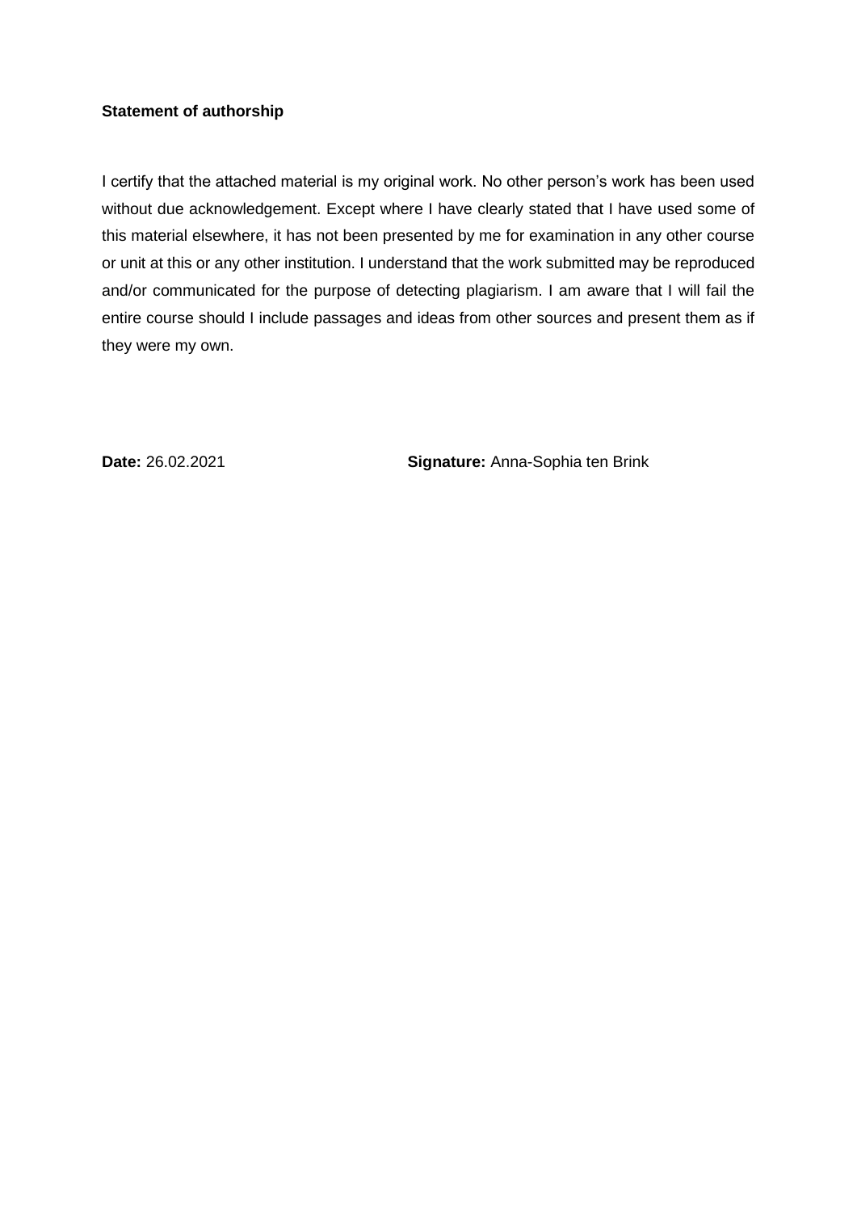**Statement of authorship**

I certify that the attached material is my original work. No other person's work has been used without due acknowledgement. Except where I have clearly stated that I have used some of this material elsewhere, it has not been presented by me for examination in any other course or unit at this or any other institution. I understand that the work submitted may be reproduced and/or communicated for the purpose of detecting plagiarism. I am aware that I will fail the entire course should I include passages and ideas from other sources and present them as if they were my own.

**Date:** 26.02.2021 **Signature:** Anna-Sophia ten Brink